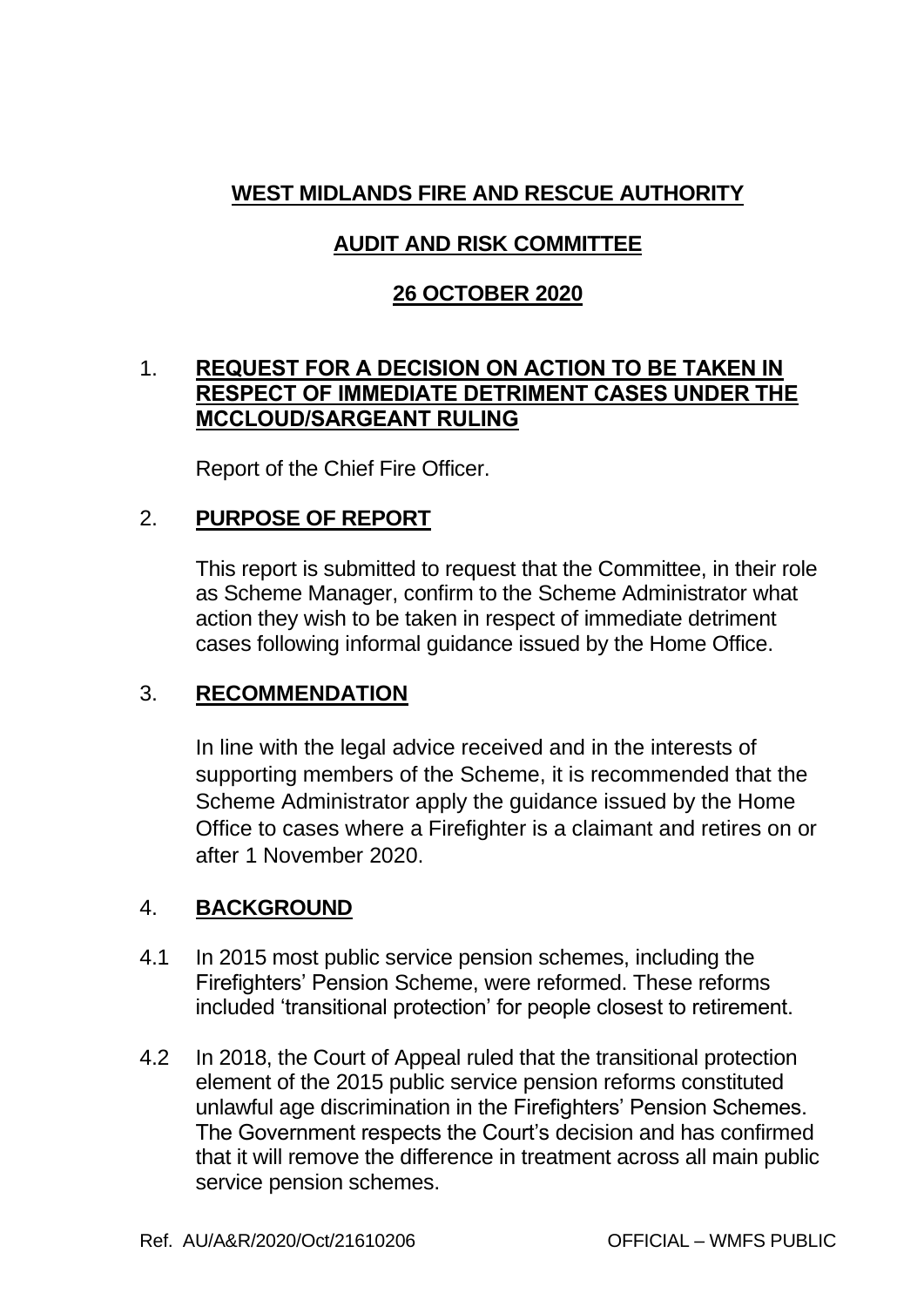# WEST MIDLANDS FIRE AND RESCUE AUTHORITY

## AUDIT AND RISK COMMITTEE

## 26 OCTOBER 2020

1. **REQUEST FOR A DECISION ON ACTION TO BE TAKEN IN RESPECT OF IMMEDIATE DETRIMENT CASES UNDER THE MCCLOUD/SARGEANT RULING**

   Report of the Chief Fire Officer.

2. **PURPOSE OF REPORT**

   This report is submitted to request that the Committee, in their role as Scheme Manager, confirm to the Scheme Administrator what action they wish to be taken in respect of immediate detriment cases following informal guidance issued by the Home Office.

3. **RECOMMENDATION**

   In line with the legal advice received and in the interests of supporting members of the Scheme, it is recommended that the Scheme Administrator apply the guidance issued by the Home Office to cases where a Firefighter is a claimant and retires on or after 1 November 2020.

4. **BACKGROUND**

4.1 In 2015 most public service pension schemes, including the Firefighters' Pension Scheme, were reformed. These reforms included 'transitional protection' for people closest to retirement.

4.2 In 2018, the Court of Appeal ruled that the transitional protection element of the 2015 public service pension reforms constituted unlawful age discrimination in the Firefighters' Pension Schemes. The Government respects the Court's decision and has confirmed that it will remove the difference in treatment across all main public service pension schemes.

Ref. AU/A&R/2020/Oct/21610206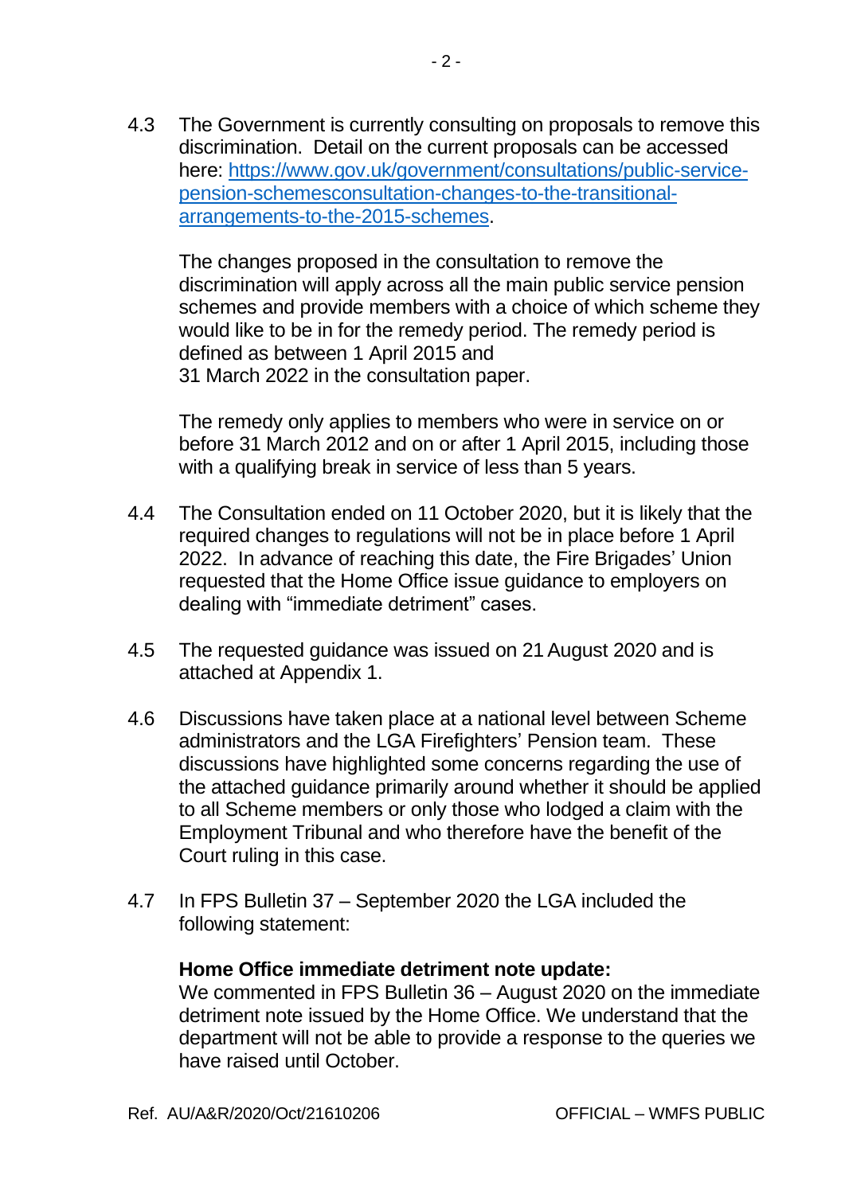4.3 The Government is currently consulting on proposals to remove this discrimination. Detail on the current proposals can be accessed here: [https://www.gov.uk/government/consultations/public-service-pension-schemesconsultation-changes-to-the-transitional-arrangements-to-the-2015-schemes](https://www.gov.uk/government/consultations/public-service-pension-schemesconsultation-changes-to-the-transitional-arrangements-to-the-2015-schemes).

The changes proposed in the consultation to remove the discrimination will apply across all the main public service pension schemes and provide members with a choice of which scheme they would like to be in for the remedy period. The remedy period is defined as between 1 April 2015 and 31 March 2022 in the consultation paper.

The remedy only applies to members who were in service on or before 31 March 2012 and on or after 1 April 2015, including those with a qualifying break in service of less than 5 years.

4.4 The Consultation ended on 11 October 2020, but it is likely that the required changes to regulations will not be in place before 1 April 2022. In advance of reaching this date, the Fire Brigades' Union requested that the Home Office issue guidance to employers on dealing with "immediate detriment" cases.

4.5 The requested guidance was issued on 21 August 2020 and is attached at Appendix 1.

4.6 Discussions have taken place at a national level between Scheme administrators and the LGA Firefighters' Pension team. These discussions have highlighted some concerns regarding the use of the attached guidance primarily around whether it should be applied to all Scheme members or only those who lodged a claim with the Employment Tribunal and who therefore have the benefit of the Court ruling in this case.

4.7 In FPS Bulletin 37 – September 2020 the LGA included the following statement:

**Home Office immediate detriment note update:**
We commented in FPS Bulletin 36 – August 2020 on the immediate detriment note issued by the Home Office. We understand that the department will not be able to provide a response to the queries we have raised until October.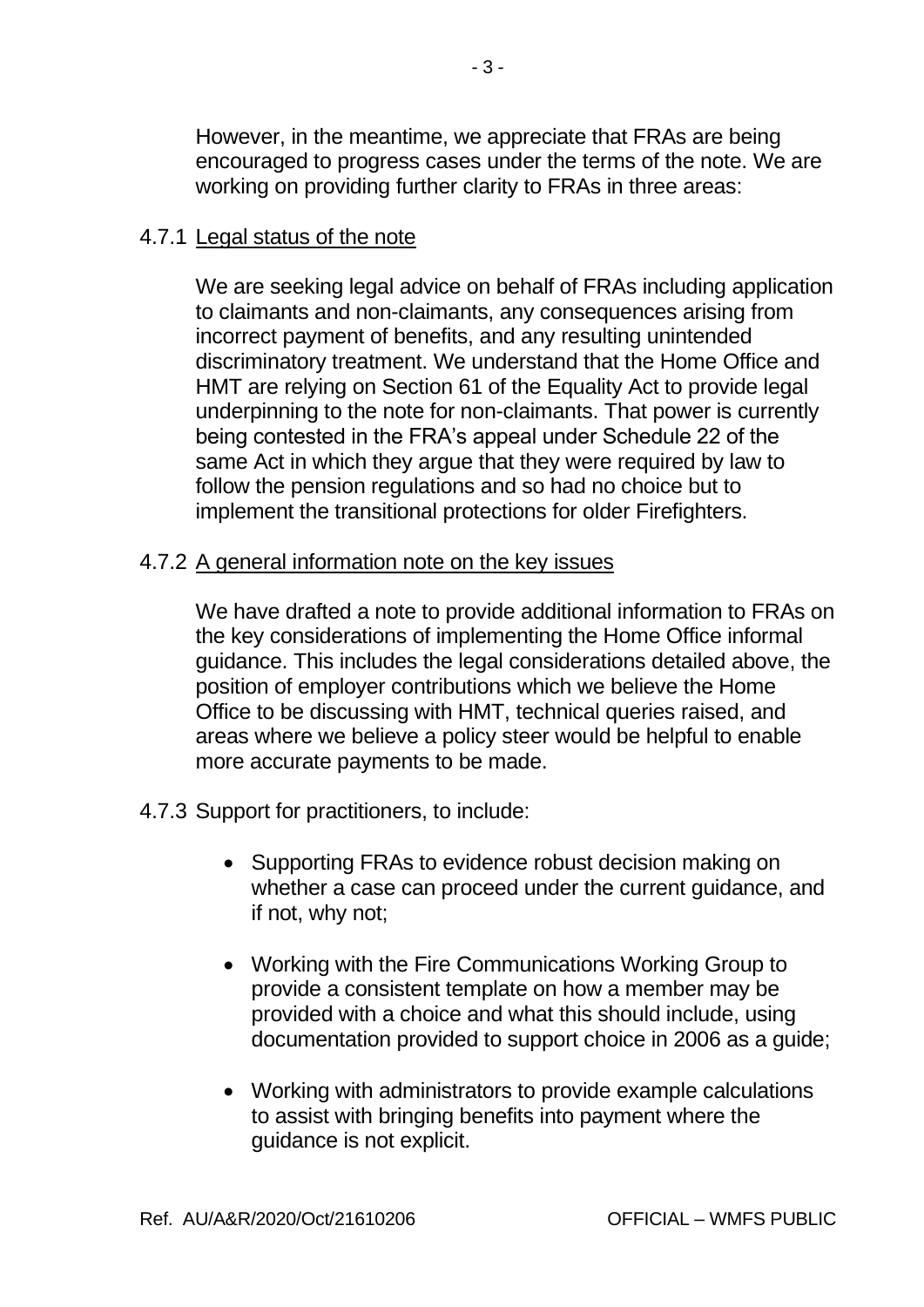However, in the meantime, we appreciate that FRAs are being encouraged to progress cases under the terms of the note. We are working on providing further clarity to FRAs in three areas:

4.7.1 <u>Legal status of the note</u>

We are seeking legal advice on behalf of FRAs including application to claimants and non-claimants, any consequences arising from incorrect payment of benefits, and any resulting unintended discriminatory treatment. We understand that the Home Office and HMT are relying on Section 61 of the Equality Act to provide legal underpinning to the note for non-claimants. That power is currently being contested in the FRA's appeal under Schedule 22 of the same Act in which they argue that they were required by law to follow the pension regulations and so had no choice but to implement the transitional protections for older Firefighters.

4.7.2 <u>A general information note on the key issues</u>

We have drafted a note to provide additional information to FRAs on the key considerations of implementing the Home Office informal guidance. This includes the legal considerations detailed above, the position of employer contributions which we believe the Home Office to be discussing with HMT, technical queries raised, and areas where we believe a policy steer would be helpful to enable more accurate payments to be made.

4.7.3 Support for practitioners, to include:

- Supporting FRAs to evidence robust decision making on whether a case can proceed under the current guidance, and if not, why not;
- Working with the Fire Communications Working Group to provide a consistent template on how a member may be provided with a choice and what this should include, using documentation provided to support choice in 2006 as a guide;
- Working with administrators to provide example calculations to assist with bringing benefits into payment where the guidance is not explicit.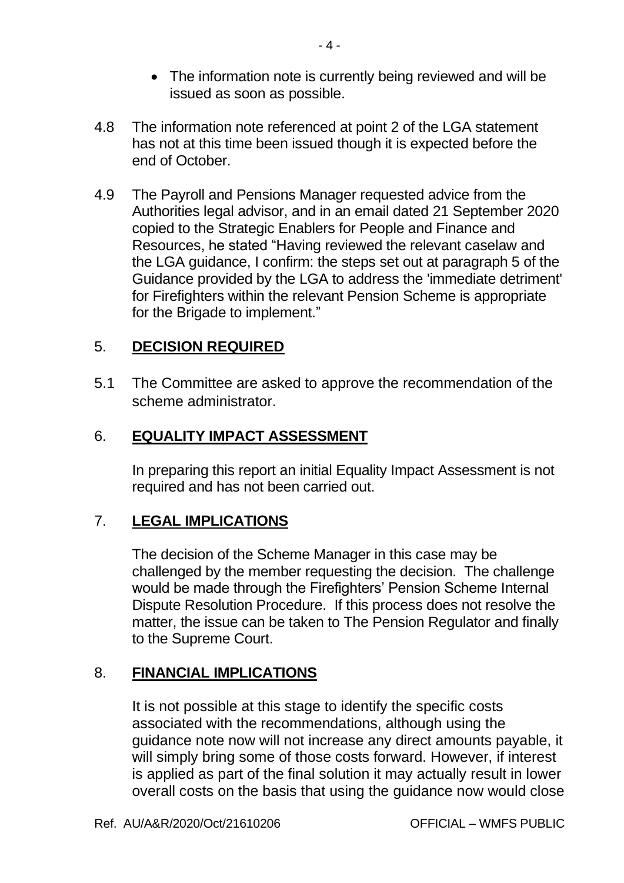- The information note is currently being reviewed and will be issued as soon as possible.

4.8 The information note referenced at point 2 of the LGA statement has not at this time been issued though it is expected before the end of October.

4.9 The Payroll and Pensions Manager requested advice from the Authorities legal advisor, and in an email dated 21 September 2020 copied to the Strategic Enablers for People and Finance and Resources, he stated "Having reviewed the relevant caselaw and the LGA guidance, I confirm: the steps set out at paragraph 5 of the Guidance provided by the LGA to address the 'immediate detriment' for Firefighters within the relevant Pension Scheme is appropriate for the Brigade to implement."

## 5. **DECISION REQUIRED**

5.1 The Committee are asked to approve the recommendation of the scheme administrator.

## 6. **EQUALITY IMPACT ASSESSMENT**

In preparing this report an initial Equality Impact Assessment is not required and has not been carried out.

## 7. **LEGAL IMPLICATIONS**

The decision of the Scheme Manager in this case may be challenged by the member requesting the decision. The challenge would be made through the Firefighters' Pension Scheme Internal Dispute Resolution Procedure. If this process does not resolve the matter, the issue can be taken to The Pension Regulator and finally to the Supreme Court.

## 8. **FINANCIAL IMPLICATIONS**

It is not possible at this stage to identify the specific costs associated with the recommendations, although using the guidance note now will not increase any direct amounts payable, it will simply bring some of those costs forward. However, if interest is applied as part of the final solution it may actually result in lower overall costs on the basis that using the guidance now would close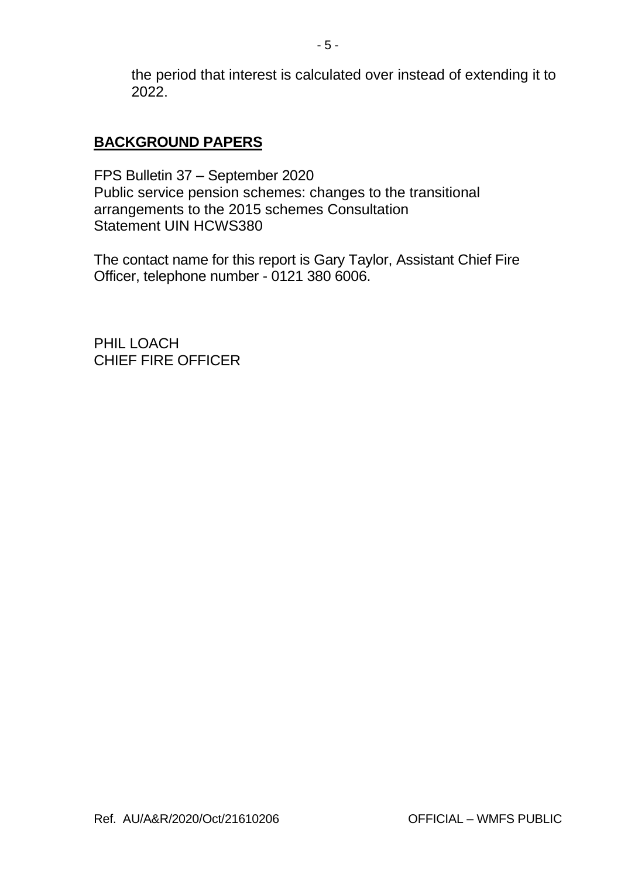the period that interest is calculated over instead of extending it to 2022.

## BACKGROUND PAPERS

FPS Bulletin 37 – September 2020
Public service pension schemes: changes to the transitional arrangements to the 2015 schemes Consultation
Statement UIN HCWS380

The contact name for this report is Gary Taylor, Assistant Chief Fire Officer, telephone number - 0121 380 6006.

PHIL LOACH
CHIEF FIRE OFFICER

Ref. AU/A&R/2020/Oct/21610206 OFFICIAL – WMFS PUBLIC